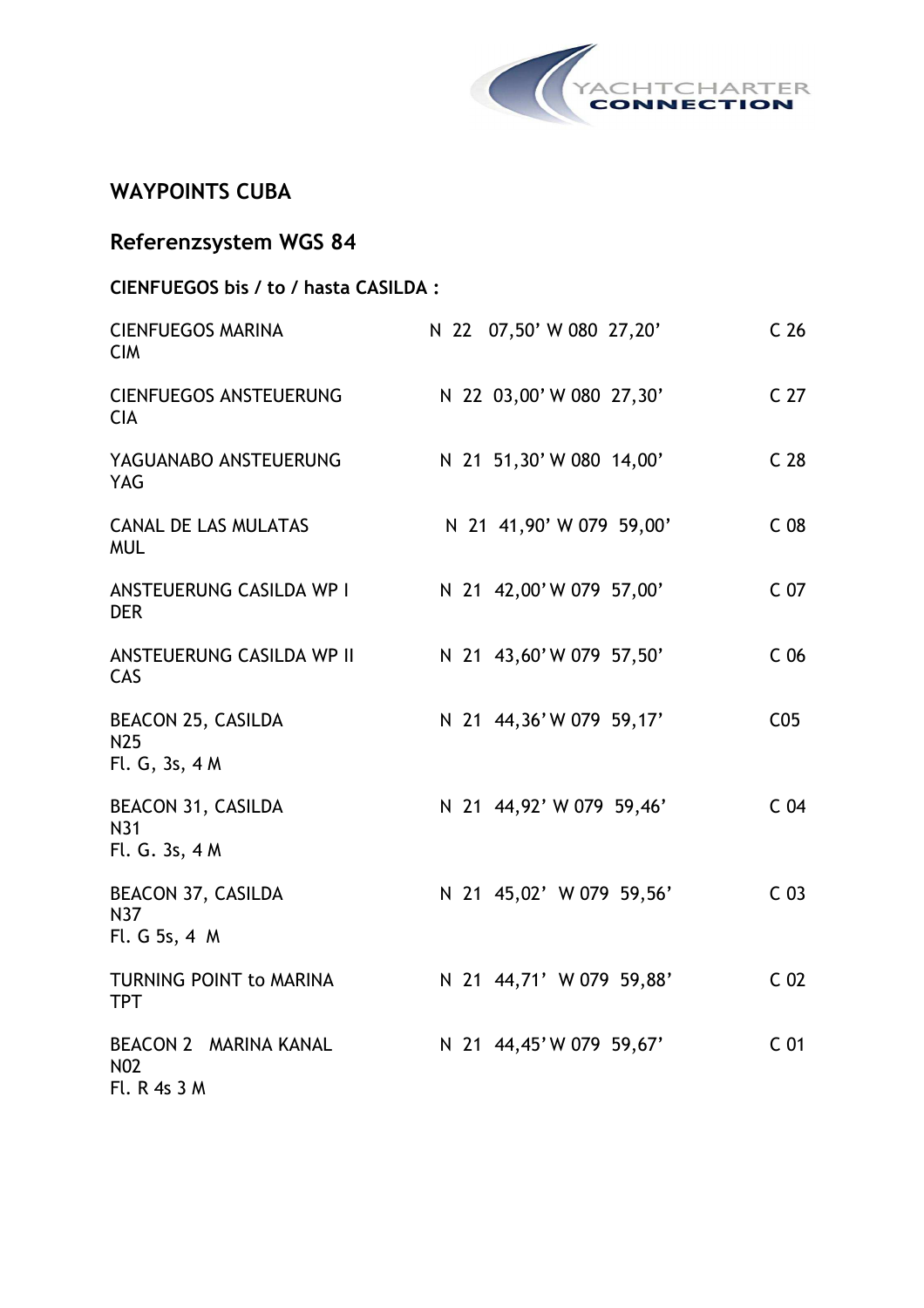## WAYPOINTS CUBA

## Referenzsystem WGS 84

**CIENFUEGOS bis / to / hasta CASILDA :**

| | | |
|---|---|---|
| CIENFUEGOS MARINA<br>CIM | N 22 07,50' W 080 27,20' | C 26 |
| CIENFUEGOS ANSTEUERUNG<br>CIA | N 22 03,00' W 080 27,30' | C 27 |
| YAGUANABO ANSTEUERUNG<br>YAG | N 21 51,30' W 080 14,00' | C 28 |
| CANAL DE LAS MULATAS<br>MUL | N 21 41,90' W 079 59,00' | C 08 |
| ANSTEUERUNG CASILDA WP I<br>DER | N 21 42,00' W 079 57,00' | C 07 |
| ANSTEUERUNG CASILDA WP II<br>CAS | N 21 43,60' W 079 57,50' | C 06 |
| BEACON 25, CASILDA<br>N25<br>Fl. G, 3s, 4 M | N 21 44,36' W 079 59,17' | C05 |
| BEACON 31, CASILDA<br>N31<br>Fl. G. 3s, 4 M | N 21 44,92' W 079 59,46' | C 04 |
| BEACON 37, CASILDA<br>N37<br>Fl. G 5s, 4 M | N 21 45,02' W 079 59,56' | C 03 |
| TURNING POINT to MARINA<br>TPT | N 21 44,71' W 079 59,88' | C 02 |
| BEACON 2 MARINA KANAL<br>N02<br>Fl. R 4s 3 M | N 21 44,45' W 079 59,67' | C 01 |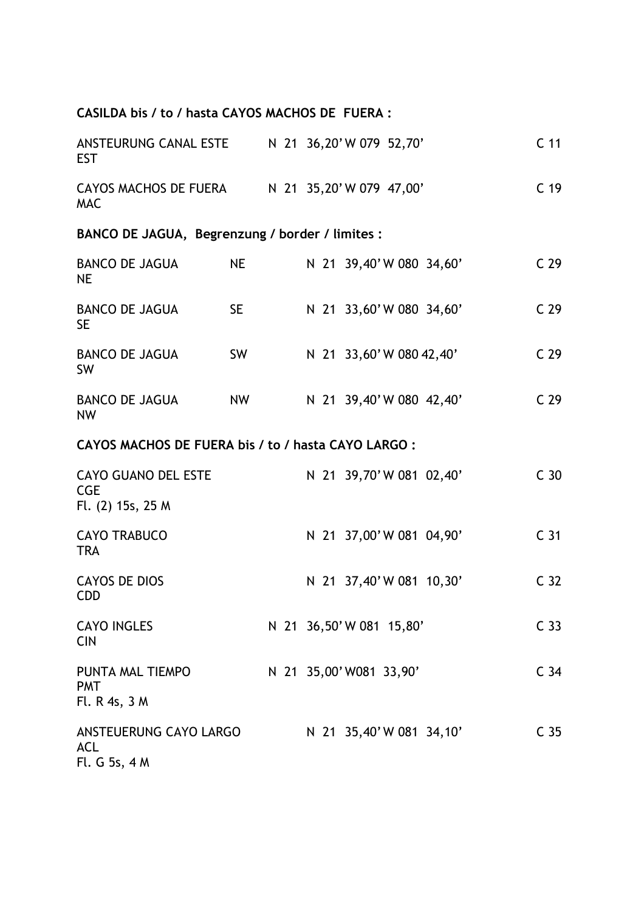**CASILDA bis / to / hasta CAYOS MACHOS DE FUERA :**

| | | | |
|---|---|---|---|
| ANSTEURUNG CANAL ESTE<br>EST | | N 21 36,20' W 079 52,70' | C 11 |
| CAYOS MACHOS DE FUERA<br>MAC | | N 21 35,20' W 079 47,00' | C 19 |

**BANCO DE JAGUA, Begrenzung / border / limites :**

| | | | |
|---|---|---|---|
| BANCO DE JAGUA<br>NE | NE | N 21 39,40' W 080 34,60' | C 29 |
| BANCO DE JAGUA<br>SE | SE | N 21 33,60' W 080 34,60' | C 29 |
| BANCO DE JAGUA<br>SW | SW | N 21 33,60' W 080 42,40' | C 29 |
| BANCO DE JAGUA<br>NW | NW | N 21 39,40' W 080 42,40' | C 29 |

**CAYOS MACHOS DE FUERA bis / to / hasta CAYO LARGO :**

| | | |
|---|---|---|
| CAYO GUANO DEL ESTE<br>CGE<br>Fl. (2) 15s, 25 M | N 21 39,70' W 081 02,40' | C 30 |
| CAYO TRABUCO<br>TRA | N 21 37,00' W 081 04,90' | C 31 |
| CAYOS DE DIOS<br>CDD | N 21 37,40' W 081 10,30' | C 32 |
| CAYO INGLES<br>CIN | N 21 36,50' W 081 15,80' | C 33 |
| PUNTA MAL TIEMPO<br>PMT<br>Fl. R 4s, 3 M | N 21 35,00' W081 33,90' | C 34 |
| ANSTEUERUNG CAYO LARGO<br>ACL<br>Fl. G 5s, 4 M | N 21 35,40' W 081 34,10' | C 35 |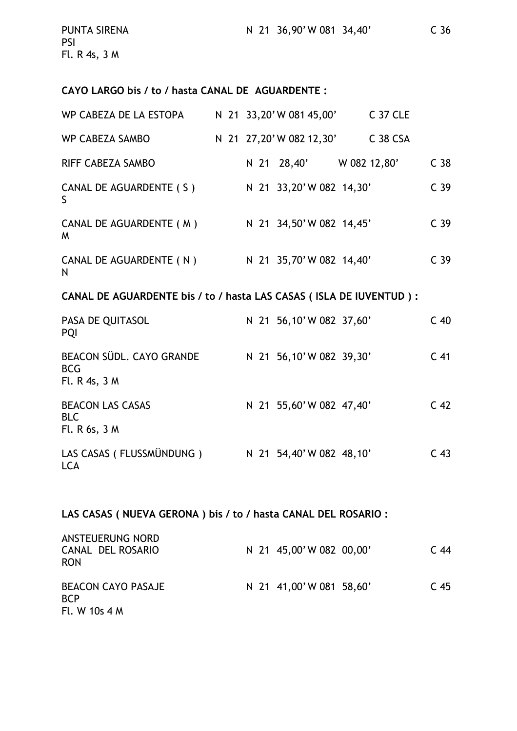PUNTA SIRENA N 21 36,90' W 081 34,40' C 36
PSI
Fl. R 4s, 3 M

**CAYO LARGO bis / to / hasta CANAL DE AGUARDENTE :**

WP CABEZA DE LA ESTOPA N 21 33,20' W 081 45,00' C 37 CLE

WP CABEZA SAMBO N 21 27,20' W 082 12,30' C 38 CSA

RIFF CABEZA SAMBO N 21 28,40' W 082 12,80' C 38

CANAL DE AGUARDENTE ( S ) N 21 33,20' W 082 14,30' C 39
S

CANAL DE AGUARDENTE ( M ) N 21 34,50' W 082 14,45' C 39
M

CANAL DE AGUARDENTE ( N ) N 21 35,70' W 082 14,40' C 39
N

**CANAL DE AGUARDENTE bis / to / hasta LAS CASAS ( ISLA DE IUVENTUD ) :**

PASA DE QUITASOL N 21 56,10' W 082 37,60' C 40
PQI

BEACON SÜDL. CAYO GRANDE N 21 56,10' W 082 39,30' C 41
BCG
Fl. R 4s, 3 M

BEACON LAS CASAS N 21 55,60' W 082 47,40' C 42
BLC
Fl. R 6s, 3 M

LAS CASAS ( FLUSSMÜNDUNG ) N 21 54,40' W 082 48,10' C 43
LCA

**LAS CASAS ( NUEVA GERONA ) bis / to / hasta CANAL DEL ROSARIO :**

ANSTEUERUNG NORD
CANAL DEL ROSARIO N 21 45,00' W 082 00,00' C 44
RON

BEACON CAYO PASAJE N 21 41,00' W 081 58,60' C 45
BCP
Fl. W 10s 4 M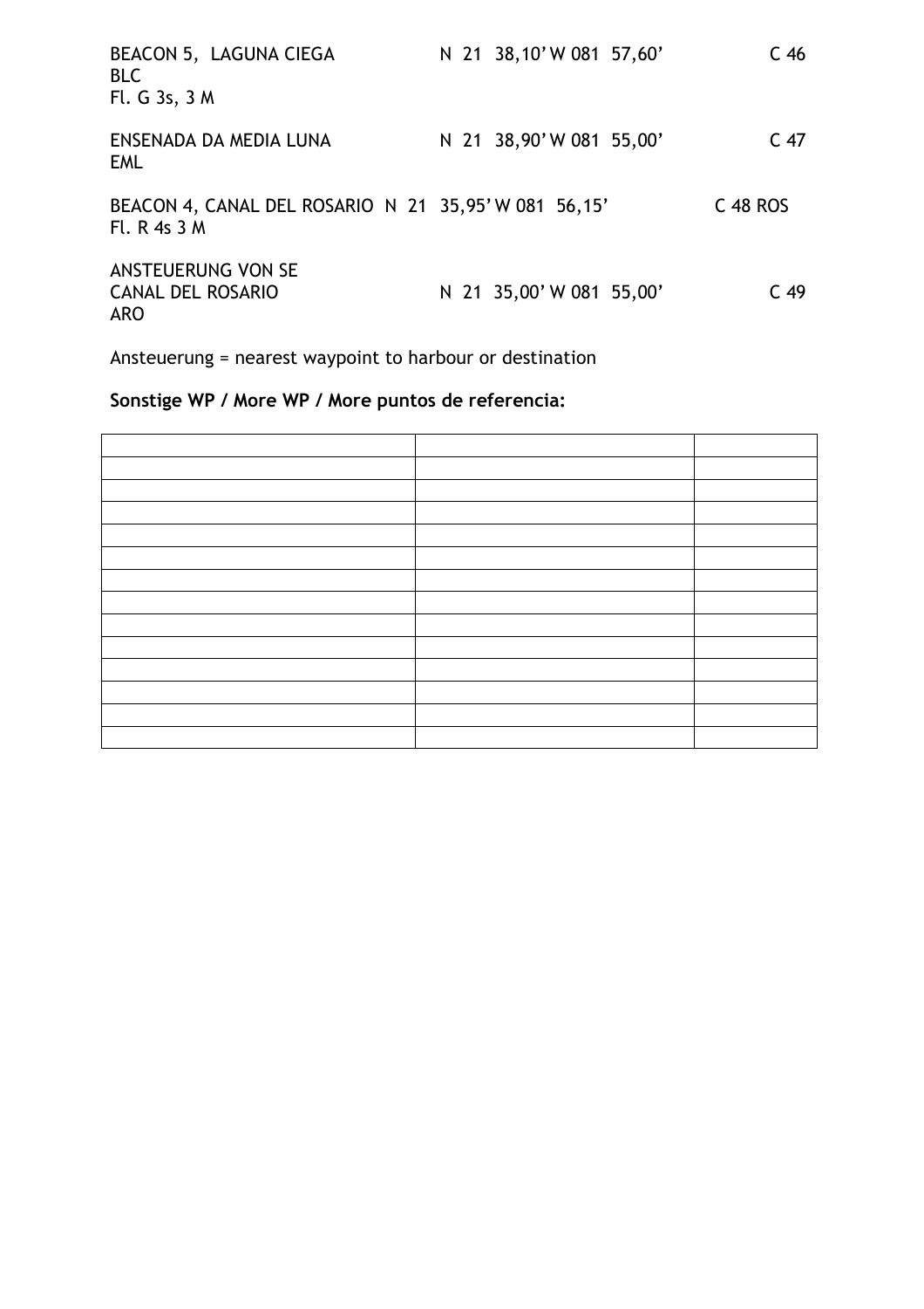BEACON 5, LAGUNA CIEGA N 21 38,10' W 081 57,60' C 46
BLC
Fl. G 3s, 3 M

ENSENADA DA MEDIA LUNA N 21 38,90' W 081 55,00' C 47
EML

BEACON 4, CANAL DEL ROSARIO N 21 35,95' W 081 56,15' C 48 ROS
Fl. R 4s 3 M

ANSTEUERUNG VON SE
CANAL DEL ROSARIO N 21 35,00' W 081 55,00' C 49
ARO

Ansteuerung = nearest waypoint to harbour or destination

**Sonstige WP / More WP / More puntos de referencia:**

| | | |
|---|---|---|
| | | |
| | | |
| | | |
| | | |
| | | |
| | | |
| | | |
| | | |
| | | |
| | | |
| | | |
| | | |
| | | |